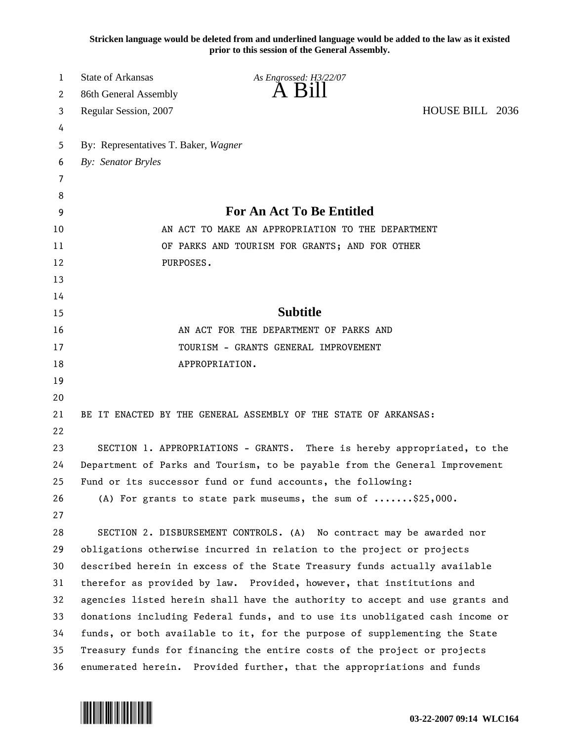**Stricken language would be deleted from and underlined language would be added to the law as it existed prior to this session of the General Assembly.**

State of Arkansas *As Engrossed: H3/22/07*
86th General Assembly

# A Bill

Regular Session, 2007 HOUSE BILL 2036

By: Representatives T. Baker, *Wagner*
*By: Senator Bryles*

## For An Act To Be Entitled

AN ACT TO MAKE AN APPROPRIATION TO THE DEPARTMENT OF PARKS AND TOURISM FOR GRANTS; AND FOR OTHER PURPOSES.

## Subtitle

AN ACT FOR THE DEPARTMENT OF PARKS AND TOURISM - GRANTS GENERAL IMPROVEMENT APPROPRIATION.

BE IT ENACTED BY THE GENERAL ASSEMBLY OF THE STATE OF ARKANSAS:

SECTION 1. APPROPRIATIONS - GRANTS. There is hereby appropriated, to the Department of Parks and Tourism, to be payable from the General Improvement Fund or its successor fund or fund accounts, the following:

(A) For grants to state park museums, the sum of .......$25,000.

SECTION 2. DISBURSEMENT CONTROLS. (A) No contract may be awarded nor obligations otherwise incurred in relation to the project or projects described herein in excess of the State Treasury funds actually available therefor as provided by law. Provided, however, that institutions and agencies listed herein shall have the authority to accept and use grants and donations including Federal funds, and to use its unobligated cash income or funds, or both available to it, for the purpose of supplementing the State Treasury funds for financing the entire costs of the project or projects enumerated herein. Provided further, that the appropriations and funds

03-22-2007 09:14 WLC164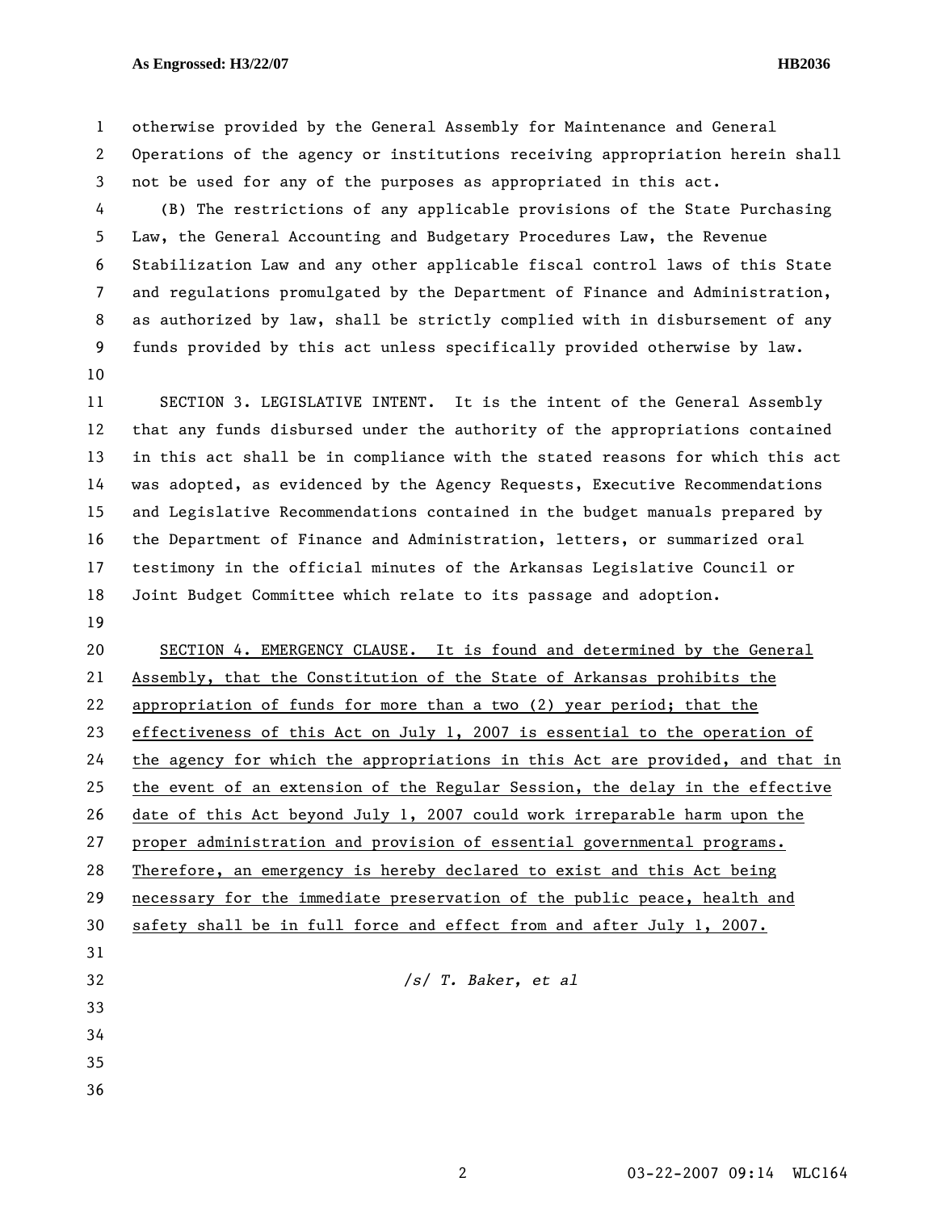otherwise provided by the General Assembly for Maintenance and General Operations of the agency or institutions receiving appropriation herein shall not be used for any of the purposes as appropriated in this act.

(B) The restrictions of any applicable provisions of the State Purchasing Law, the General Accounting and Budgetary Procedures Law, the Revenue Stabilization Law and any other applicable fiscal control laws of this State and regulations promulgated by the Department of Finance and Administration, as authorized by law, shall be strictly complied with in disbursement of any funds provided by this act unless specifically provided otherwise by law.

SECTION 3. LEGISLATIVE INTENT. It is the intent of the General Assembly that any funds disbursed under the authority of the appropriations contained in this act shall be in compliance with the stated reasons for which this act was adopted, as evidenced by the Agency Requests, Executive Recommendations and Legislative Recommendations contained in the budget manuals prepared by the Department of Finance and Administration, letters, or summarized oral testimony in the official minutes of the Arkansas Legislative Council or Joint Budget Committee which relate to its passage and adoption.

SECTION 4. EMERGENCY CLAUSE. It is found and determined by the General Assembly, that the Constitution of the State of Arkansas prohibits the appropriation of funds for more than a two (2) year period; that the effectiveness of this Act on July 1, 2007 is essential to the operation of the agency for which the appropriations in this Act are provided, and that in the event of an extension of the Regular Session, the delay in the effective date of this Act beyond July 1, 2007 could work irreparable harm upon the proper administration and provision of essential governmental programs. Therefore, an emergency is hereby declared to exist and this Act being necessary for the immediate preservation of the public peace, health and safety shall be in full force and effect from and after July 1, 2007.

*/s/ T. Baker, et al*